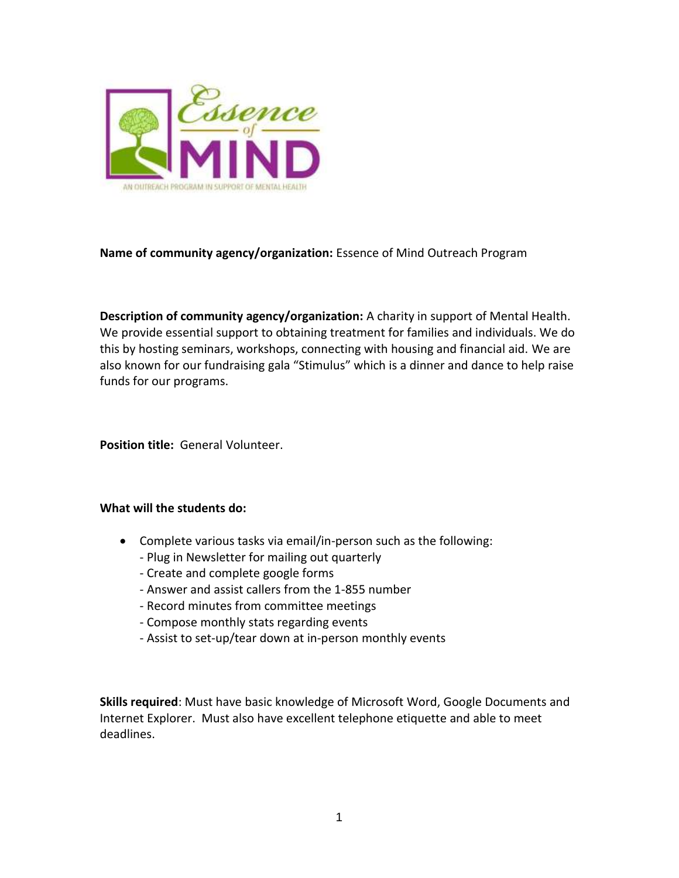**Name of community agency/organization:** Essence of Mind Outreach Program

**Description of community agency/organization:** A charity in support of Mental Health. We provide essential support to obtaining treatment for families and individuals. We do this by hosting seminars, workshops, connecting with housing and financial aid. We are also known for our fundraising gala "Stimulus" which is a dinner and dance to help raise funds for our programs.

**Position title:** General Volunteer.

**What will the students do:**

- Complete various tasks via email/in-person such as the following:
  - Plug in Newsletter for mailing out quarterly
  - Create and complete google forms
  - Answer and assist callers from the 1-855 number
  - Record minutes from committee meetings
  - Compose monthly stats regarding events
  - Assist to set-up/tear down at in-person monthly events

**Skills required**: Must have basic knowledge of Microsoft Word, Google Documents and Internet Explorer. Must also have excellent telephone etiquette and able to meet deadlines.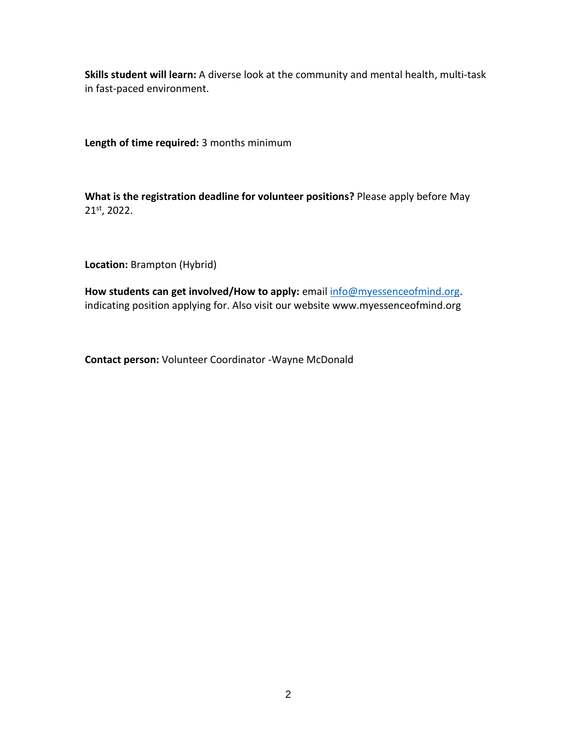**Skills student will learn:** A diverse look at the community and mental health, multi-task in fast-paced environment.

**Length of time required:** 3 months minimum

**What is the registration deadline for volunteer positions?** Please apply before May 21st, 2022.

**Location:** Brampton (Hybrid)

**How students can get involved/How to apply:** email info@myessenceofmind.org. indicating position applying for. Also visit our website www.myessenceofmind.org

**Contact person:** Volunteer Coordinator -Wayne McDonald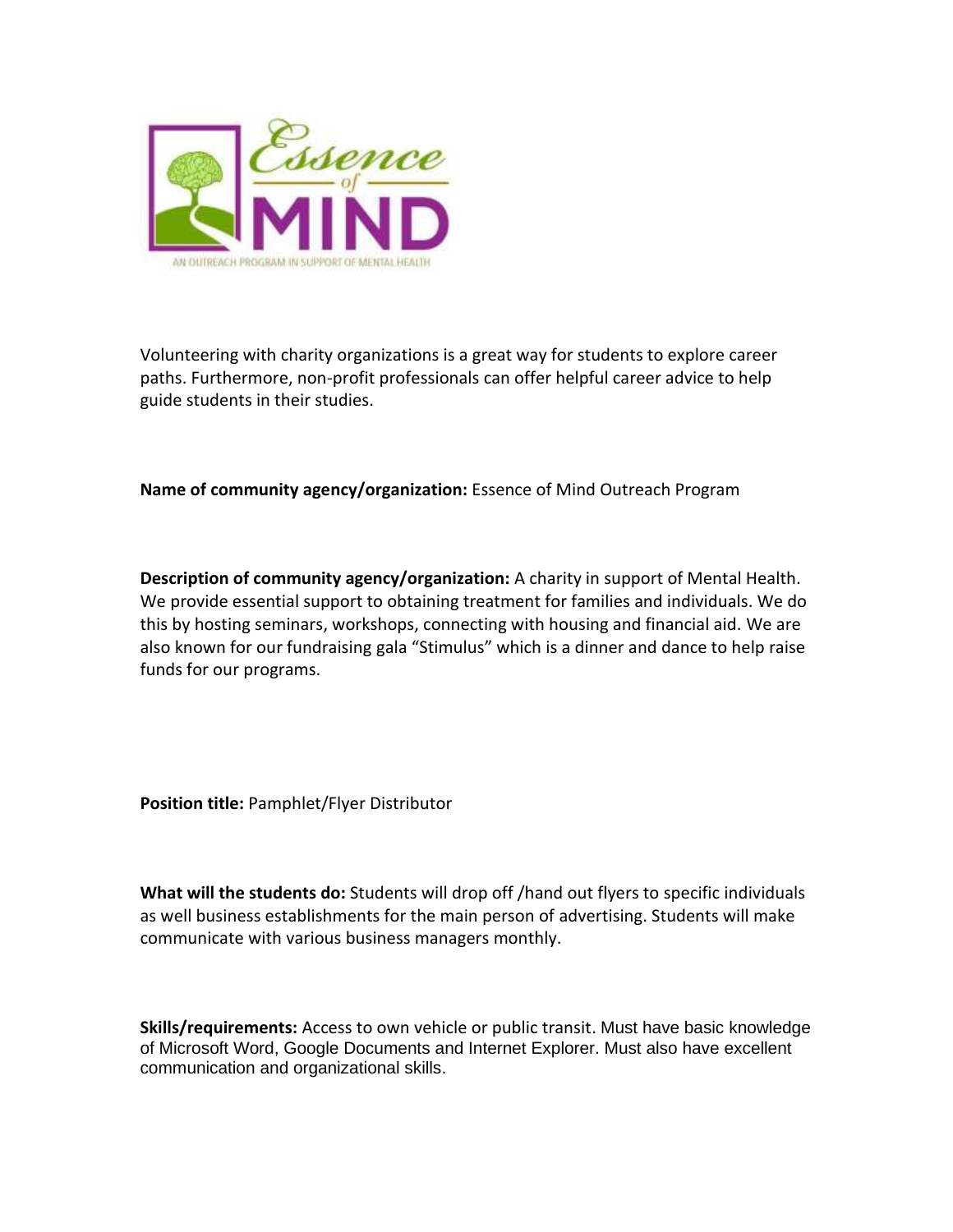Volunteering with charity organizations is a great way for students to explore career paths. Furthermore, non-profit professionals can offer helpful career advice to help guide students in their studies.

**Name of community agency/organization:** Essence of Mind Outreach Program

**Description of community agency/organization:** A charity in support of Mental Health. We provide essential support to obtaining treatment for families and individuals. We do this by hosting seminars, workshops, connecting with housing and financial aid. We are also known for our fundraising gala "Stimulus" which is a dinner and dance to help raise funds for our programs.

**Position title:** Pamphlet/Flyer Distributor

**What will the students do:** Students will drop off /hand out flyers to specific individuals as well business establishments for the main person of advertising. Students will make communicate with various business managers monthly.

**Skills/requirements:** Access to own vehicle or public transit. Must have basic knowledge of Microsoft Word, Google Documents and Internet Explorer. Must also have excellent communication and organizational skills.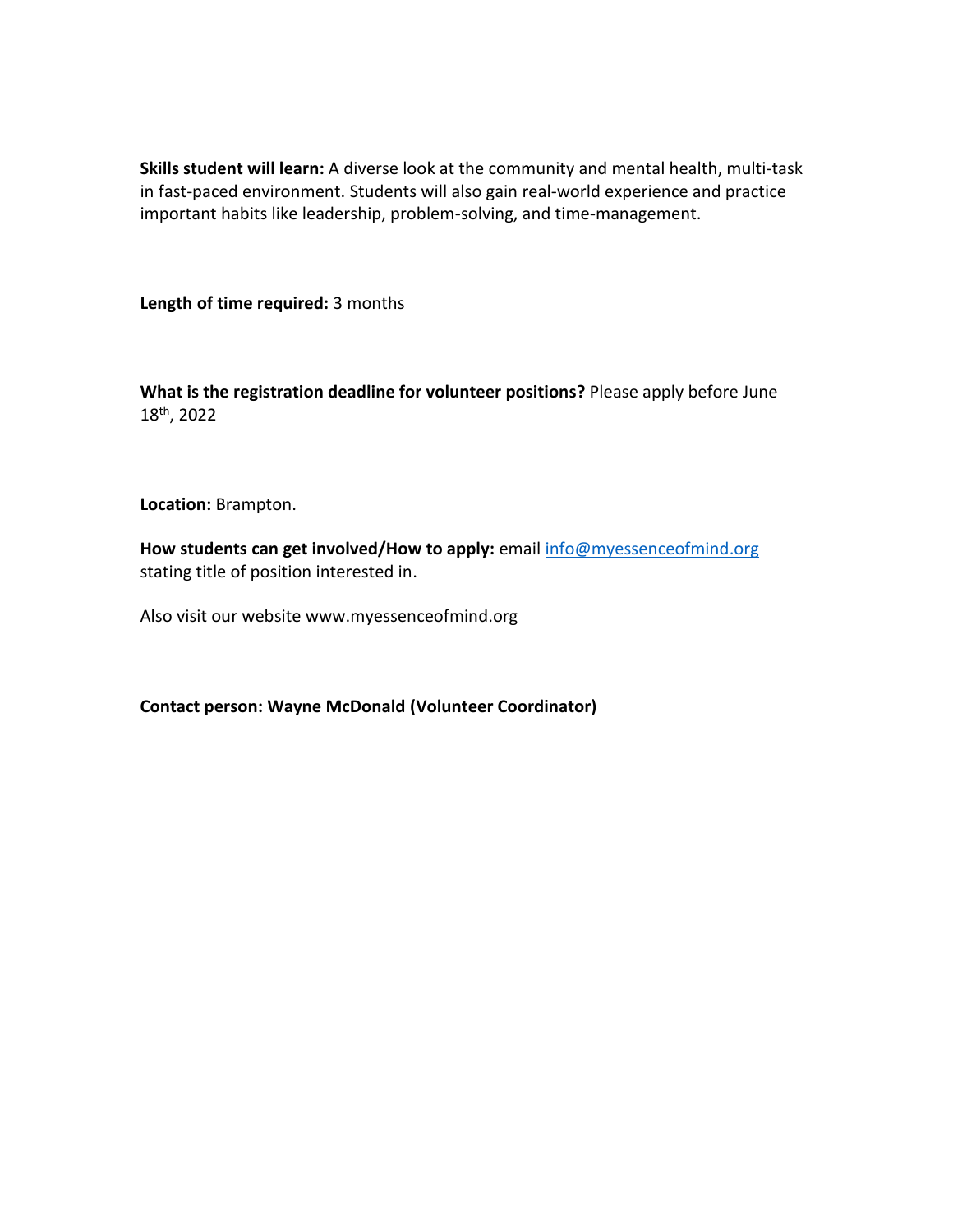**Skills student will learn:** A diverse look at the community and mental health, multi-task in fast-paced environment. Students will also gain real-world experience and practice important habits like leadership, problem-solving, and time-management.

**Length of time required:** 3 months

**What is the registration deadline for volunteer positions?** Please apply before June 18th, 2022

**Location:** Brampton.

**How students can get involved/How to apply:** email info@myessenceofmind.org stating title of position interested in.

Also visit our website www.myessenceofmind.org

**Contact person: Wayne McDonald (Volunteer Coordinator)**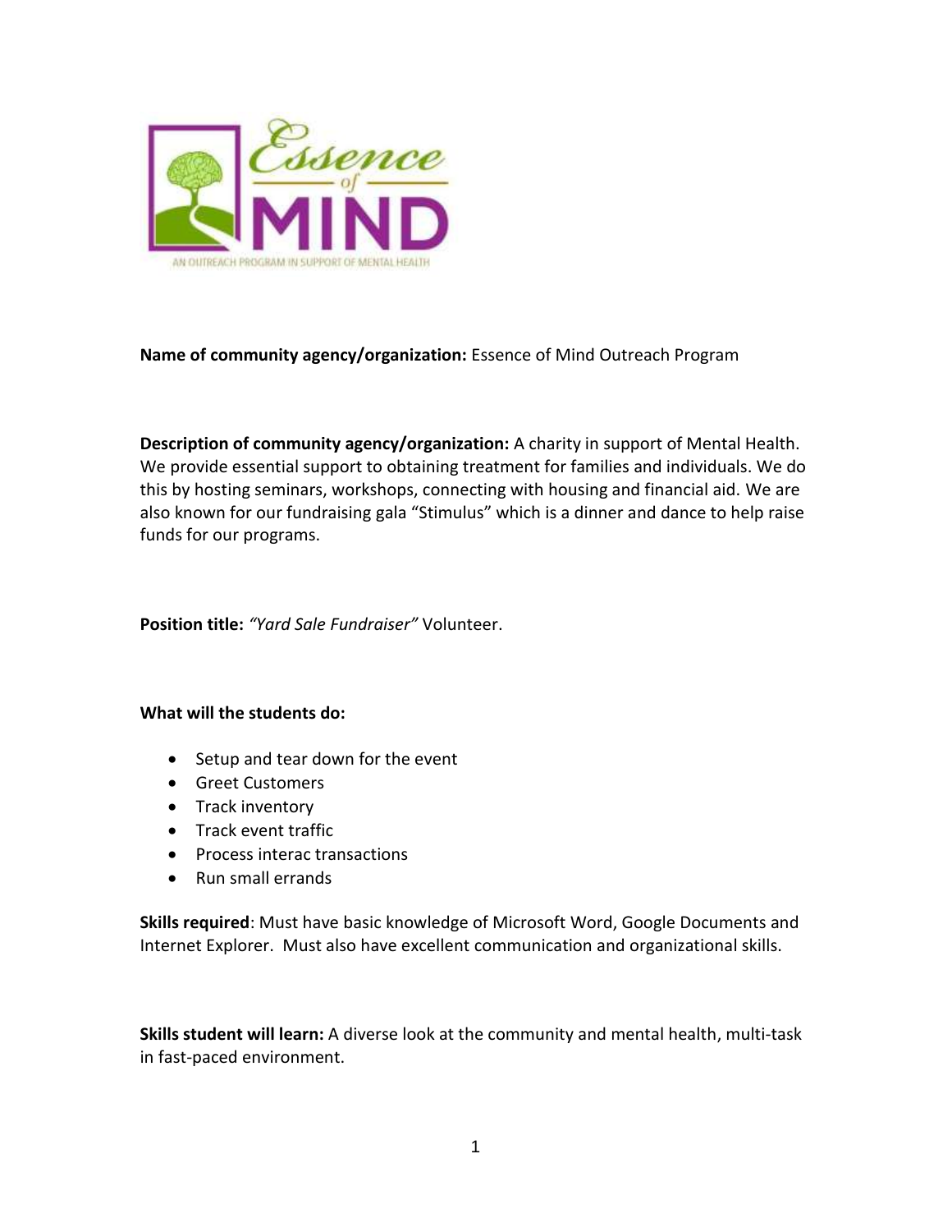**Name of community agency/organization:** Essence of Mind Outreach Program

**Description of community agency/organization:** A charity in support of Mental Health. We provide essential support to obtaining treatment for families and individuals. We do this by hosting seminars, workshops, connecting with housing and financial aid. We are also known for our fundraising gala "Stimulus" which is a dinner and dance to help raise funds for our programs.

**Position title:** *"Yard Sale Fundraiser"* Volunteer.

**What will the students do:**

- Setup and tear down for the event
- Greet Customers
- Track inventory
- Track event traffic
- Process interac transactions
- Run small errands

**Skills required**: Must have basic knowledge of Microsoft Word, Google Documents and Internet Explorer. Must also have excellent communication and organizational skills.

**Skills student will learn:** A diverse look at the community and mental health, multi-task in fast-paced environment.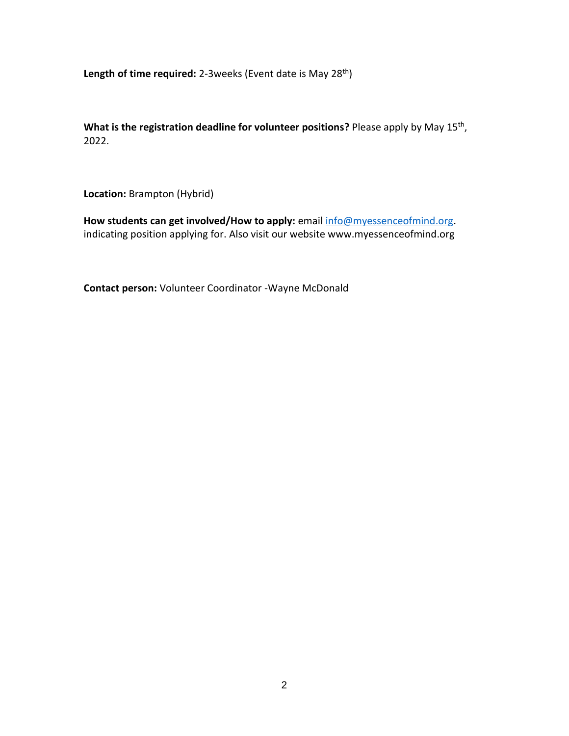**Length of time required:** 2-3weeks (Event date is May 28th)

**What is the registration deadline for volunteer positions?** Please apply by May 15th, 2022.

**Location:** Brampton (Hybrid)

**How students can get involved/How to apply:** email info@myessenceofmind.org. indicating position applying for. Also visit our website www.myessenceofmind.org

**Contact person:** Volunteer Coordinator -Wayne McDonald